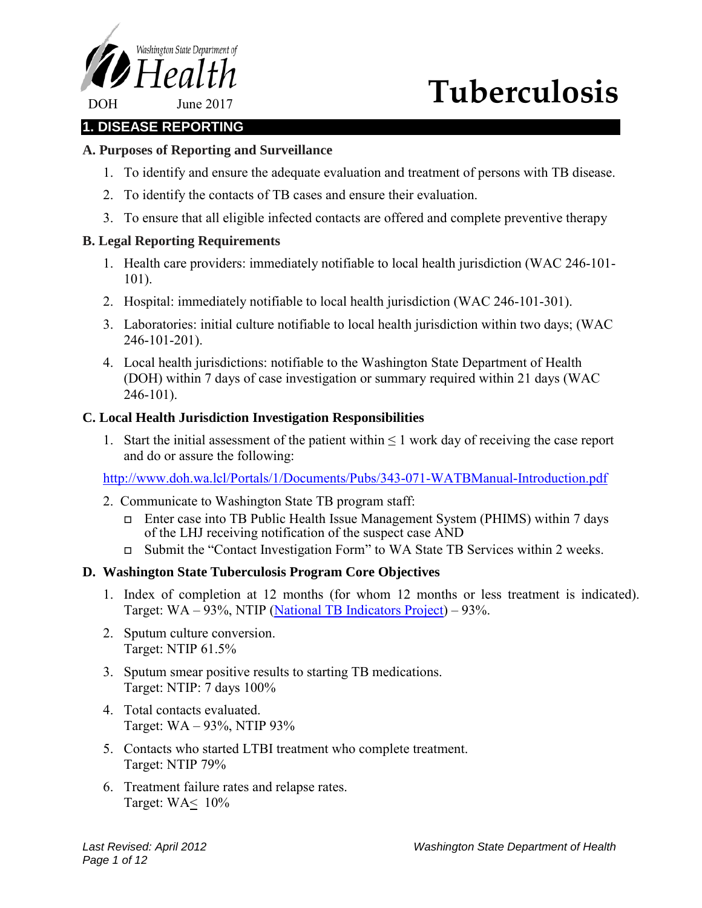Washington State Department of Health

DOH June 2017

# Tuberculosis

## 1. DISEASE REPORTING

### A. Purposes of Reporting and Surveillance

1. To identify and ensure the adequate evaluation and treatment of persons with TB disease.
2. To identify the contacts of TB cases and ensure their evaluation.
3. To ensure that all eligible infected contacts are offered and complete preventive therapy

### B. Legal Reporting Requirements

1. Health care providers: immediately notifiable to local health jurisdiction (WAC 246-101-101).
2. Hospital: immediately notifiable to local health jurisdiction (WAC 246-101-301).
3. Laboratories: initial culture notifiable to local health jurisdiction within two days; (WAC 246-101-201).
4. Local health jurisdictions: notifiable to the Washington State Department of Health (DOH) within 7 days of case investigation or summary required within 21 days (WAC 246-101).

### C. Local Health Jurisdiction Investigation Responsibilities

1. Start the initial assessment of the patient within ≤ 1 work day of receiving the case report and do or assure the following:

[http://www.doh.wa.lcl/Portals/1/Documents/Pubs/343-071-WATBManual-Introduction.pdf](http://www.doh.wa.lcl/Portals/1/Documents/Pubs/343-071-WATBManual-Introduction.pdf)

2. Communicate to Washington State TB program staff:
   - Enter case into TB Public Health Issue Management System (PHIMS) within 7 days of the LHJ receiving notification of the suspect case AND
   - Submit the "Contact Investigation Form" to WA State TB Services within 2 weeks.

### D. Washington State Tuberculosis Program Core Objectives

1. Index of completion at 12 months (for whom 12 months or less treatment is indicated). Target: WA – 93%, NTIP ([National TB Indicators Project](National TB Indicators Project)) – 93%.
2. Sputum culture conversion.
   Target: NTIP 61.5%
3. Sputum smear positive results to starting TB medications.
   Target: NTIP: 7 days 100%
4. Total contacts evaluated.
   Target: WA – 93%, NTIP 93%
5. Contacts who started LTBI treatment who complete treatment.
   Target: NTIP 79%
6. Treatment failure rates and relapse rates.
   Target: WA ≤ 10%

*Last Revised: April 2012*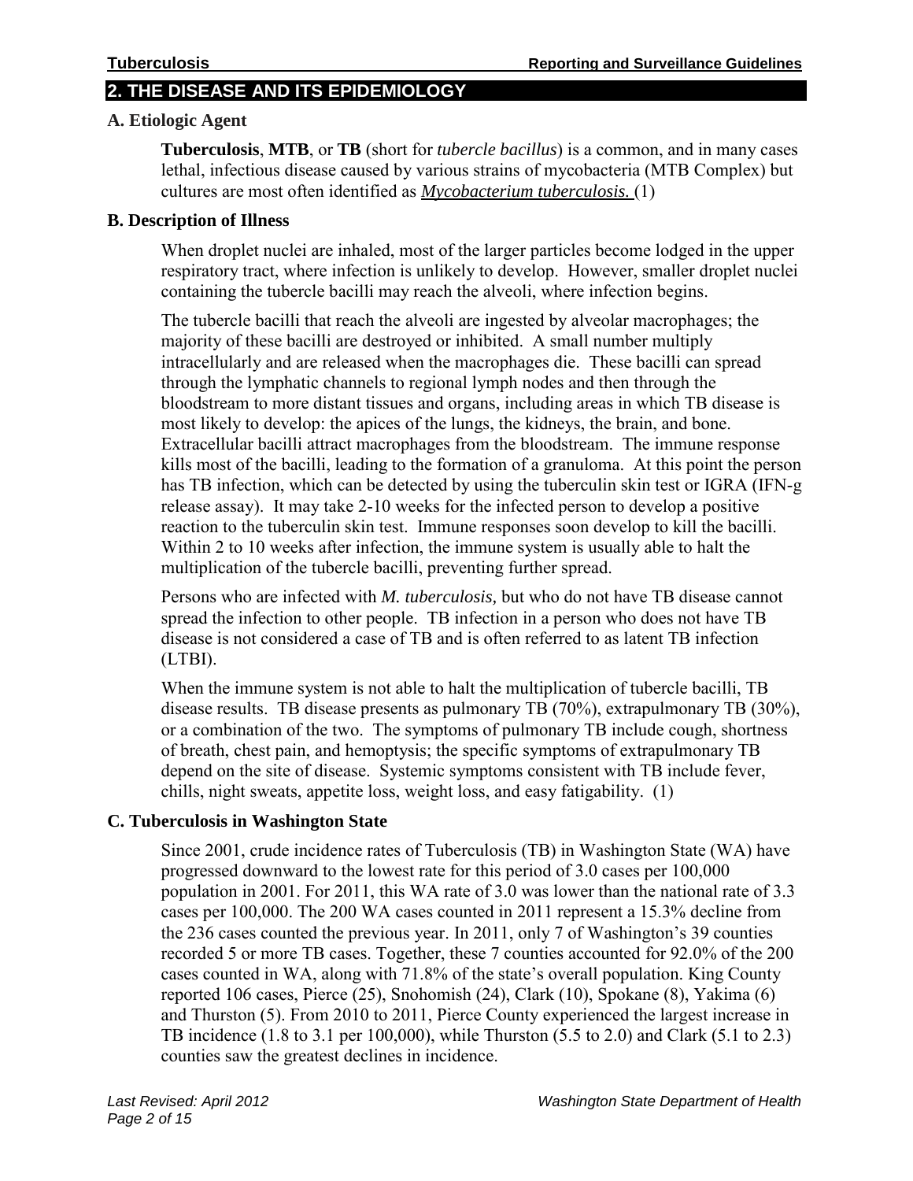## 2. THE DISEASE AND ITS EPIDEMIOLOGY

### A. Etiologic Agent

**Tuberculosis**, **MTB**, or **TB** (short for *tubercle bacillus*) is a common, and in many cases lethal, infectious disease caused by various strains of mycobacteria (MTB Complex) but cultures are most often identified as ***Mycobacterium tuberculosis.*** (1)

### B. Description of Illness

When droplet nuclei are inhaled, most of the larger particles become lodged in the upper respiratory tract, where infection is unlikely to develop. However, smaller droplet nuclei containing the tubercle bacilli may reach the alveoli, where infection begins.

The tubercle bacilli that reach the alveoli are ingested by alveolar macrophages; the majority of these bacilli are destroyed or inhibited. A small number multiply intracellularly and are released when the macrophages die. These bacilli can spread through the lymphatic channels to regional lymph nodes and then through the bloodstream to more distant tissues and organs, including areas in which TB disease is most likely to develop: the apices of the lungs, the kidneys, the brain, and bone. Extracellular bacilli attract macrophages from the bloodstream. The immune response kills most of the bacilli, leading to the formation of a granuloma. At this point the person has TB infection, which can be detected by using the tuberculin skin test or IGRA (IFN-g release assay). It may take 2-10 weeks for the infected person to develop a positive reaction to the tuberculin skin test. Immune responses soon develop to kill the bacilli. Within 2 to 10 weeks after infection, the immune system is usually able to halt the multiplication of the tubercle bacilli, preventing further spread.

Persons who are infected with *M. tuberculosis,* but who do not have TB disease cannot spread the infection to other people. TB infection in a person who does not have TB disease is not considered a case of TB and is often referred to as latent TB infection (LTBI).

When the immune system is not able to halt the multiplication of tubercle bacilli, TB disease results. TB disease presents as pulmonary TB (70%), extrapulmonary TB (30%), or a combination of the two. The symptoms of pulmonary TB include cough, shortness of breath, chest pain, and hemoptysis; the specific symptoms of extrapulmonary TB depend on the site of disease. Systemic symptoms consistent with TB include fever, chills, night sweats, appetite loss, weight loss, and easy fatigability. (1)

### C. Tuberculosis in Washington State

Since 2001, crude incidence rates of Tuberculosis (TB) in Washington State (WA) have progressed downward to the lowest rate for this period of 3.0 cases per 100,000 population in 2001. For 2011, this WA rate of 3.0 was lower than the national rate of 3.3 cases per 100,000. The 200 WA cases counted in 2011 represent a 15.3% decline from the 236 cases counted the previous year. In 2011, only 7 of Washington's 39 counties recorded 5 or more TB cases. Together, these 7 counties accounted for 92.0% of the 200 cases counted in WA, along with 71.8% of the state's overall population. King County reported 106 cases, Pierce (25), Snohomish (24), Clark (10), Spokane (8), Yakima (6) and Thurston (5). From 2010 to 2011, Pierce County experienced the largest increase in TB incidence (1.8 to 3.1 per 100,000), while Thurston (5.5 to 2.0) and Clark (5.1 to 2.3) counties saw the greatest declines in incidence.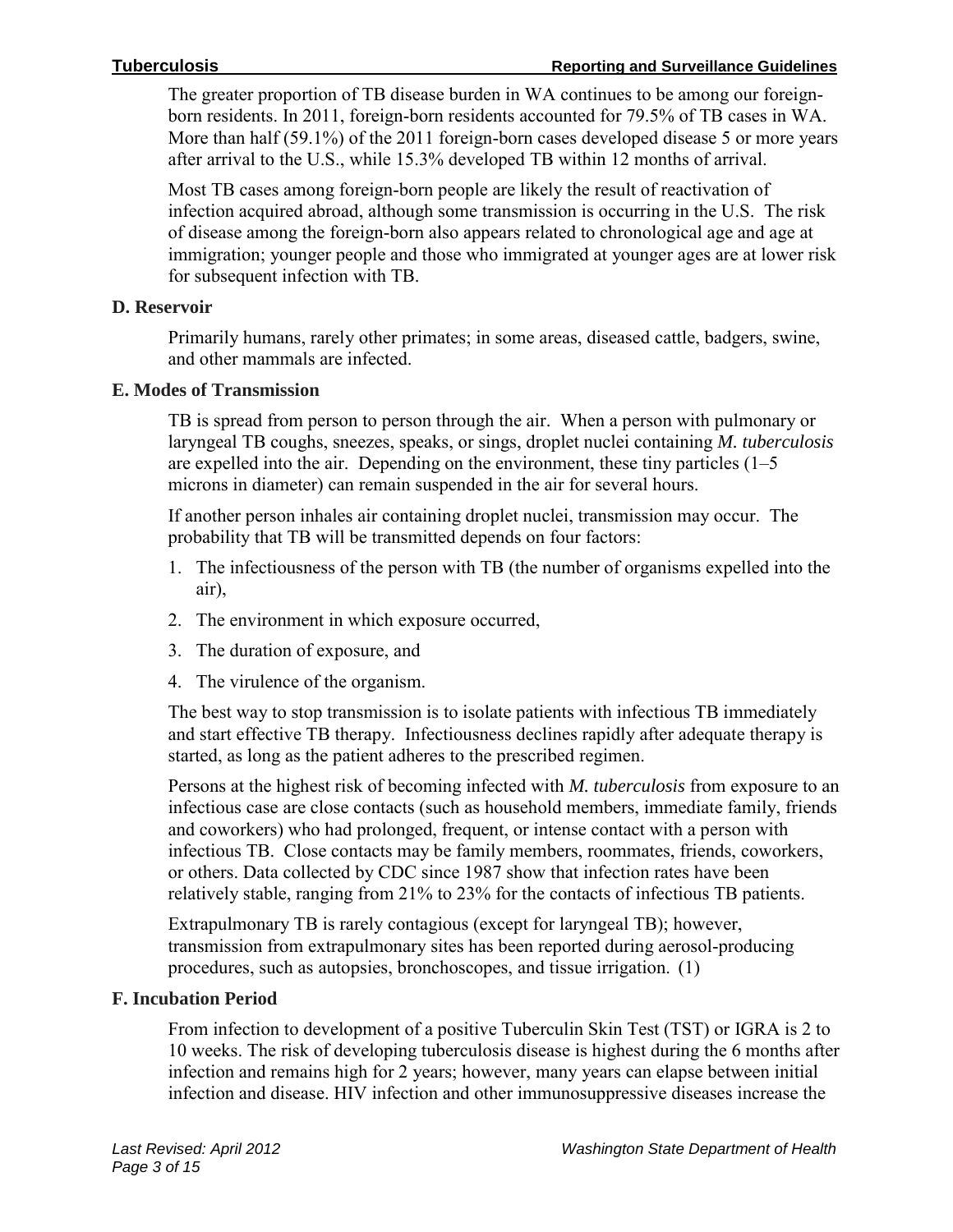The greater proportion of TB disease burden in WA continues to be among our foreign-born residents. In 2011, foreign-born residents accounted for 79.5% of TB cases in WA. More than half (59.1%) of the 2011 foreign-born cases developed disease 5 or more years after arrival to the U.S., while 15.3% developed TB within 12 months of arrival.

Most TB cases among foreign-born people are likely the result of reactivation of infection acquired abroad, although some transmission is occurring in the U.S. The risk of disease among the foreign-born also appears related to chronological age and age at immigration; younger people and those who immigrated at younger ages are at lower risk for subsequent infection with TB.

### D. Reservoir

Primarily humans, rarely other primates; in some areas, diseased cattle, badgers, swine, and other mammals are infected.

### E. Modes of Transmission

TB is spread from person to person through the air. When a person with pulmonary or laryngeal TB coughs, sneezes, speaks, or sings, droplet nuclei containing *M. tuberculosis* are expelled into the air. Depending on the environment, these tiny particles (1–5 microns in diameter) can remain suspended in the air for several hours.

If another person inhales air containing droplet nuclei, transmission may occur. The probability that TB will be transmitted depends on four factors:

1. The infectiousness of the person with TB (the number of organisms expelled into the air),
2. The environment in which exposure occurred,
3. The duration of exposure, and
4. The virulence of the organism.

The best way to stop transmission is to isolate patients with infectious TB immediately and start effective TB therapy. Infectiousness declines rapidly after adequate therapy is started, as long as the patient adheres to the prescribed regimen.

Persons at the highest risk of becoming infected with *M. tuberculosis* from exposure to an infectious case are close contacts (such as household members, immediate family, friends and coworkers) who had prolonged, frequent, or intense contact with a person with infectious TB. Close contacts may be family members, roommates, friends, coworkers, or others. Data collected by CDC since 1987 show that infection rates have been relatively stable, ranging from 21% to 23% for the contacts of infectious TB patients.

Extrapulmonary TB is rarely contagious (except for laryngeal TB); however, transmission from extrapulmonary sites has been reported during aerosol-producing procedures, such as autopsies, bronchoscopes, and tissue irrigation. (1)

### F. Incubation Period

From infection to development of a positive Tuberculin Skin Test (TST) or IGRA is 2 to 10 weeks. The risk of developing tuberculosis disease is highest during the 6 months after infection and remains high for 2 years; however, many years can elapse between initial infection and disease. HIV infection and other immunosuppressive diseases increase the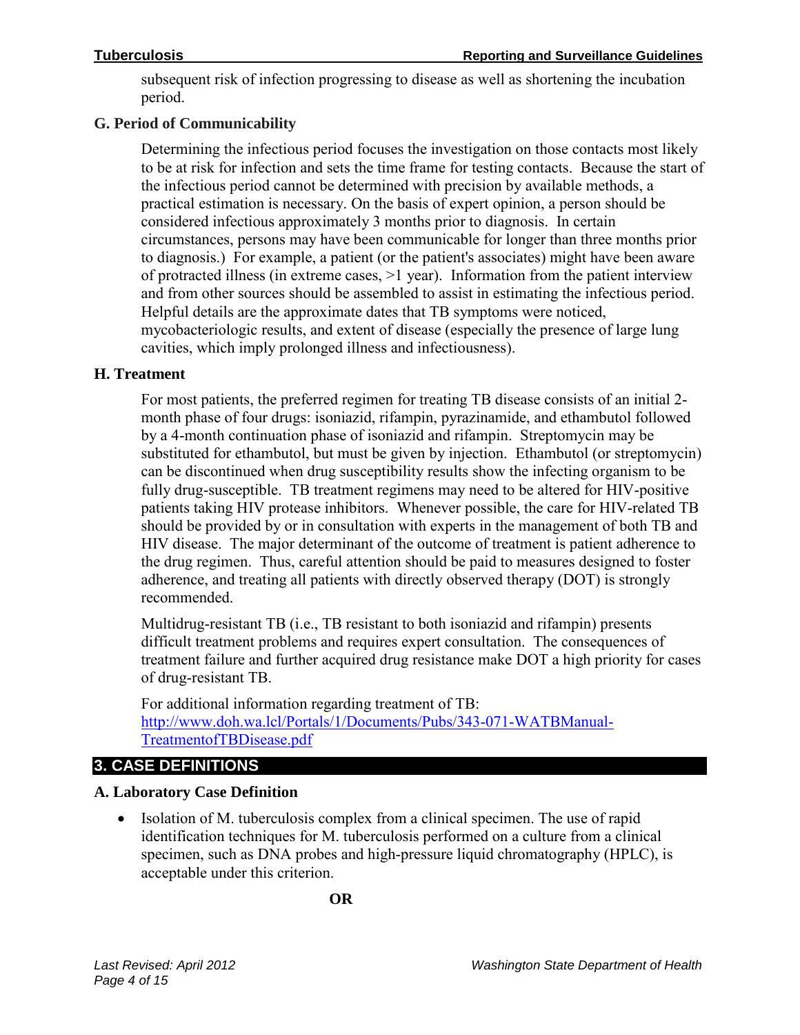subsequent risk of infection progressing to disease as well as shortening the incubation period.

### G. Period of Communicability

Determining the infectious period focuses the investigation on those contacts most likely to be at risk for infection and sets the time frame for testing contacts. Because the start of the infectious period cannot be determined with precision by available methods, a practical estimation is necessary. On the basis of expert opinion, a person should be considered infectious approximately 3 months prior to diagnosis. In certain circumstances, persons may have been communicable for longer than three months prior to diagnosis.) For example, a patient (or the patient's associates) might have been aware of protracted illness (in extreme cases, >1 year). Information from the patient interview and from other sources should be assembled to assist in estimating the infectious period. Helpful details are the approximate dates that TB symptoms were noticed, mycobacteriologic results, and extent of disease (especially the presence of large lung cavities, which imply prolonged illness and infectiousness).

### H. Treatment

For most patients, the preferred regimen for treating TB disease consists of an initial 2-month phase of four drugs: isoniazid, rifampin, pyrazinamide, and ethambutol followed by a 4-month continuation phase of isoniazid and rifampin. Streptomycin may be substituted for ethambutol, but must be given by injection. Ethambutol (or streptomycin) can be discontinued when drug susceptibility results show the infecting organism to be fully drug-susceptible. TB treatment regimens may need to be altered for HIV-positive patients taking HIV protease inhibitors. Whenever possible, the care for HIV-related TB should be provided by or in consultation with experts in the management of both TB and HIV disease. The major determinant of the outcome of treatment is patient adherence to the drug regimen. Thus, careful attention should be paid to measures designed to foster adherence, and treating all patients with directly observed therapy (DOT) is strongly recommended.

Multidrug-resistant TB (i.e., TB resistant to both isoniazid and rifampin) presents difficult treatment problems and requires expert consultation. The consequences of treatment failure and further acquired drug resistance make DOT a high priority for cases of drug-resistant TB.

For additional information regarding treatment of TB:
[http://www.doh.wa.lcl/Portals/1/Documents/Pubs/343-071-WATBManual-TreatmentofTBDisease.pdf](http://www.doh.wa.lcl/Portals/1/Documents/Pubs/343-071-WATBManual-TreatmentofTBDisease.pdf)

## 3. CASE DEFINITIONS

### A. Laboratory Case Definition

- Isolation of M. tuberculosis complex from a clinical specimen. The use of rapid identification techniques for M. tuberculosis performed on a culture from a clinical specimen, such as DNA probes and high-pressure liquid chromatography (HPLC), is acceptable under this criterion.

**OR**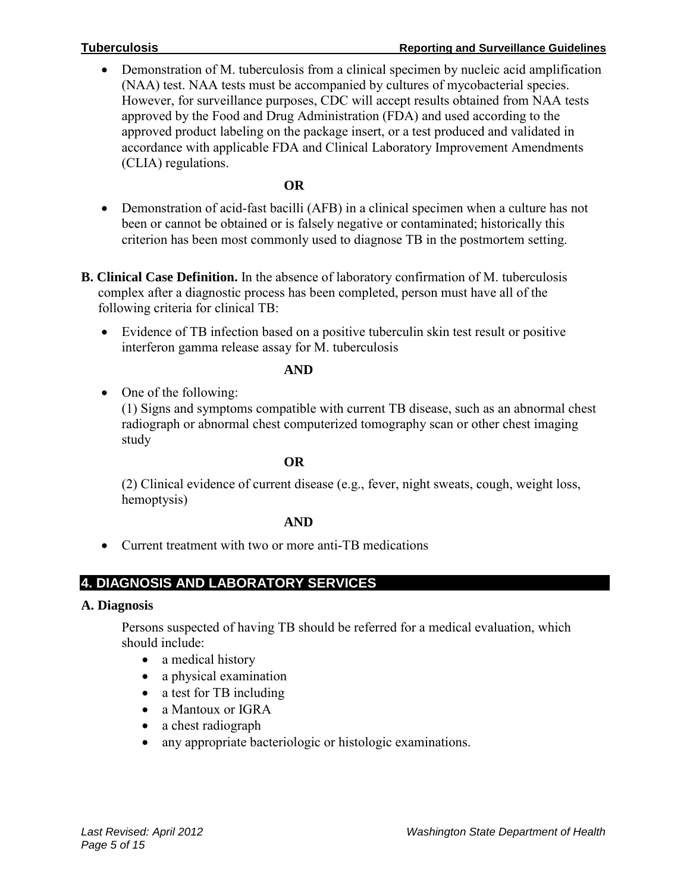- Demonstration of M. tuberculosis from a clinical specimen by nucleic acid amplification (NAA) test. NAA tests must be accompanied by cultures of mycobacterial species. However, for surveillance purposes, CDC will accept results obtained from NAA tests approved by the Food and Drug Administration (FDA) and used according to the approved product labeling on the package insert, or a test produced and validated in accordance with applicable FDA and Clinical Laboratory Improvement Amendments (CLIA) regulations.

**OR**

- Demonstration of acid-fast bacilli (AFB) in a clinical specimen when a culture has not been or cannot be obtained or is falsely negative or contaminated; historically this criterion has been most commonly used to diagnose TB in the postmortem setting.

**B. Clinical Case Definition.** In the absence of laboratory confirmation of M. tuberculosis complex after a diagnostic process has been completed, person must have all of the following criteria for clinical TB:

- Evidence of TB infection based on a positive tuberculin skin test result or positive interferon gamma release assay for M. tuberculosis

**AND**

- One of the following:
  (1) Signs and symptoms compatible with current TB disease, such as an abnormal chest radiograph or abnormal chest computerized tomography scan or other chest imaging study

  **OR**

  (2) Clinical evidence of current disease (e.g., fever, night sweats, cough, weight loss, hemoptysis)

**AND**

- Current treatment with two or more anti-TB medications

## 4. DIAGNOSIS AND LABORATORY SERVICES

### A. Diagnosis

Persons suspected of having TB should be referred for a medical evaluation, which should include:

- a medical history
- a physical examination
- a test for TB including
- a Mantoux or IGRA
- a chest radiograph
- any appropriate bacteriologic or histologic examinations.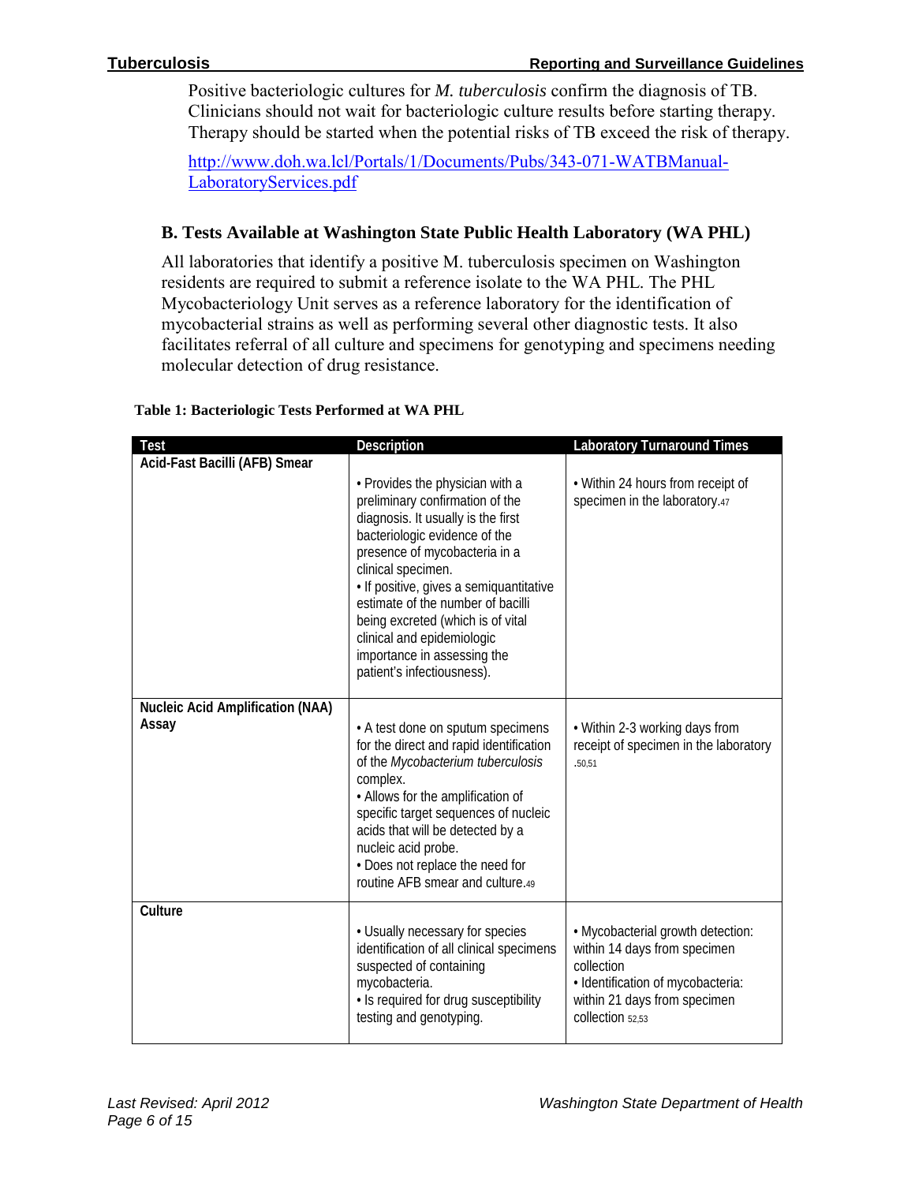Positive bacteriologic cultures for *M. tuberculosis* confirm the diagnosis of TB. Clinicians should not wait for bacteriologic culture results before starting therapy. Therapy should be started when the potential risks of TB exceed the risk of therapy.

http://www.doh.wa.lcl/Portals/1/Documents/Pubs/343-071-WATBManual-LaboratoryServices.pdf

### B. Tests Available at Washington State Public Health Laboratory (WA PHL)

All laboratories that identify a positive M. tuberculosis specimen on Washington residents are required to submit a reference isolate to the WA PHL. The PHL Mycobacteriology Unit serves as a reference laboratory for the identification of mycobacterial strains as well as performing several other diagnostic tests. It also facilitates referral of all culture and specimens for genotyping and specimens needing molecular detection of drug resistance.

**Table 1: Bacteriologic Tests Performed at WA PHL**

| Test | Description | Laboratory Turnaround Times |
|---|---|---|
| **Acid-Fast Bacilli (AFB) Smear** | • Provides the physician with a preliminary confirmation of the diagnosis. It usually is the first bacteriologic evidence of the presence of mycobacteria in a clinical specimen.<br>• If positive, gives a semiquantitative estimate of the number of bacilli being excreted (which is of vital clinical and epidemiologic importance in assessing the patient's infectiousness). | • Within 24 hours from receipt of specimen in the laboratory.[47] |
| **Nucleic Acid Amplification (NAA) Assay** | • A test done on sputum specimens for the direct and rapid identification of the *Mycobacterium tuberculosis* complex.<br>• Allows for the amplification of specific target sequences of nucleic acids that will be detected by a nucleic acid probe.<br>• Does not replace the need for routine AFB smear and culture.[49] | • Within 2-3 working days from receipt of specimen in the laboratory .[50,51] |
| **Culture** | • Usually necessary for species identification of all clinical specimens suspected of containing mycobacteria.<br>• Is required for drug susceptibility testing and genotyping. | • Mycobacterial growth detection: within 14 days from specimen collection<br>• Identification of mycobacteria: within 21 days from specimen collection [52,53] |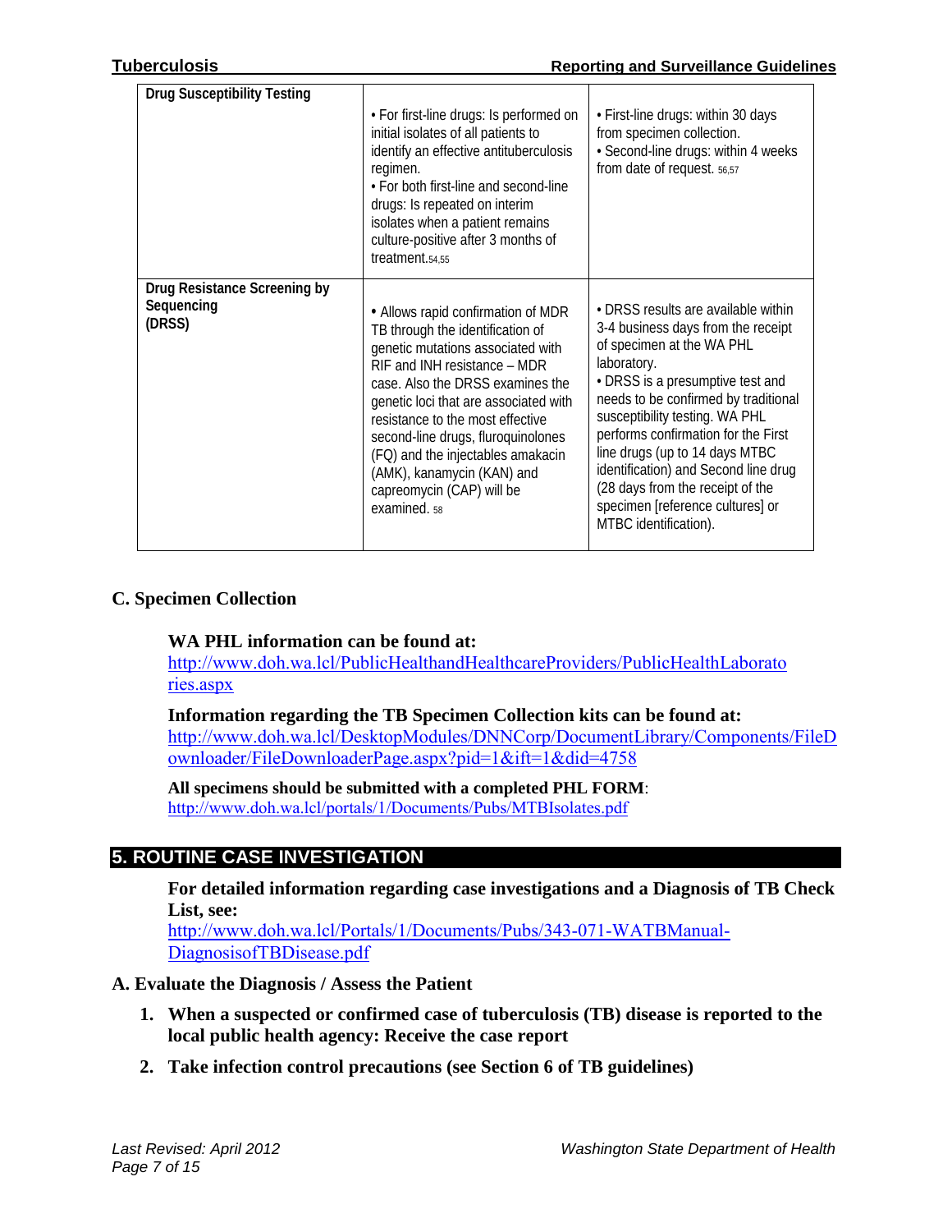| Drug Susceptibility Testing | • For first-line drugs: Is performed on initial isolates of all patients to identify an effective antituberculosis regimen.<br>• For both first-line and second-line drugs: Is repeated on interim isolates when a patient remains culture-positive after 3 months of treatment.[54,55] | • First-line drugs: within 30 days from specimen collection.<br>• Second-line drugs: within 4 weeks from date of request. [56,57] |
|---|---|---|
| **Drug Resistance Screening by Sequencing (DRSS)** | • Allows rapid confirmation of MDR TB through the identification of genetic mutations associated with RIF and INH resistance – MDR case. Also the DRSS examines the genetic loci that are associated with resistance to the most effective second-line drugs, fluroquinolones (FQ) and the injectables amakacin (AMK), kanamycin (KAN) and capreomycin (CAP) will be examined. [58] | • DRSS results are available within 3-4 business days from the receipt of specimen at the WA PHL laboratory.<br>• DRSS is a presumptive test and needs to be confirmed by traditional susceptibility testing. WA PHL performs confirmation for the First line drugs (up to 14 days MTBC identification) and Second line drug (28 days from the receipt of the specimen [reference cultures] or MTBC identification). |

### C. Specimen Collection

**WA PHL information can be found at:**
http://www.doh.wa.lcl/PublicHealthandHealthcareProviders/PublicHealthLaboratories.aspx

**Information regarding the TB Specimen Collection kits can be found at:**
http://www.doh.wa.lcl/DesktopModules/DNNCorp/DocumentLibrary/Components/FileDownloader/FileDownloaderPage.aspx?pid=1&ift=1&did=4758

**All specimens should be submitted with a completed PHL FORM**:
http://www.doh.wa.lcl/portals/1/Documents/Pubs/MTBIsolates.pdf

## 5. ROUTINE CASE INVESTIGATION

**For detailed information regarding case investigations and a Diagnosis of TB Check List, see:**
http://www.doh.wa.lcl/Portals/1/Documents/Pubs/343-071-WATBManual-DiagnosisofTBDisease.pdf

### A. Evaluate the Diagnosis / Assess the Patient

1. **When a suspected or confirmed case of tuberculosis (TB) disease is reported to the local public health agency: Receive the case report**
2. **Take infection control precautions (see Section 6 of TB guidelines)**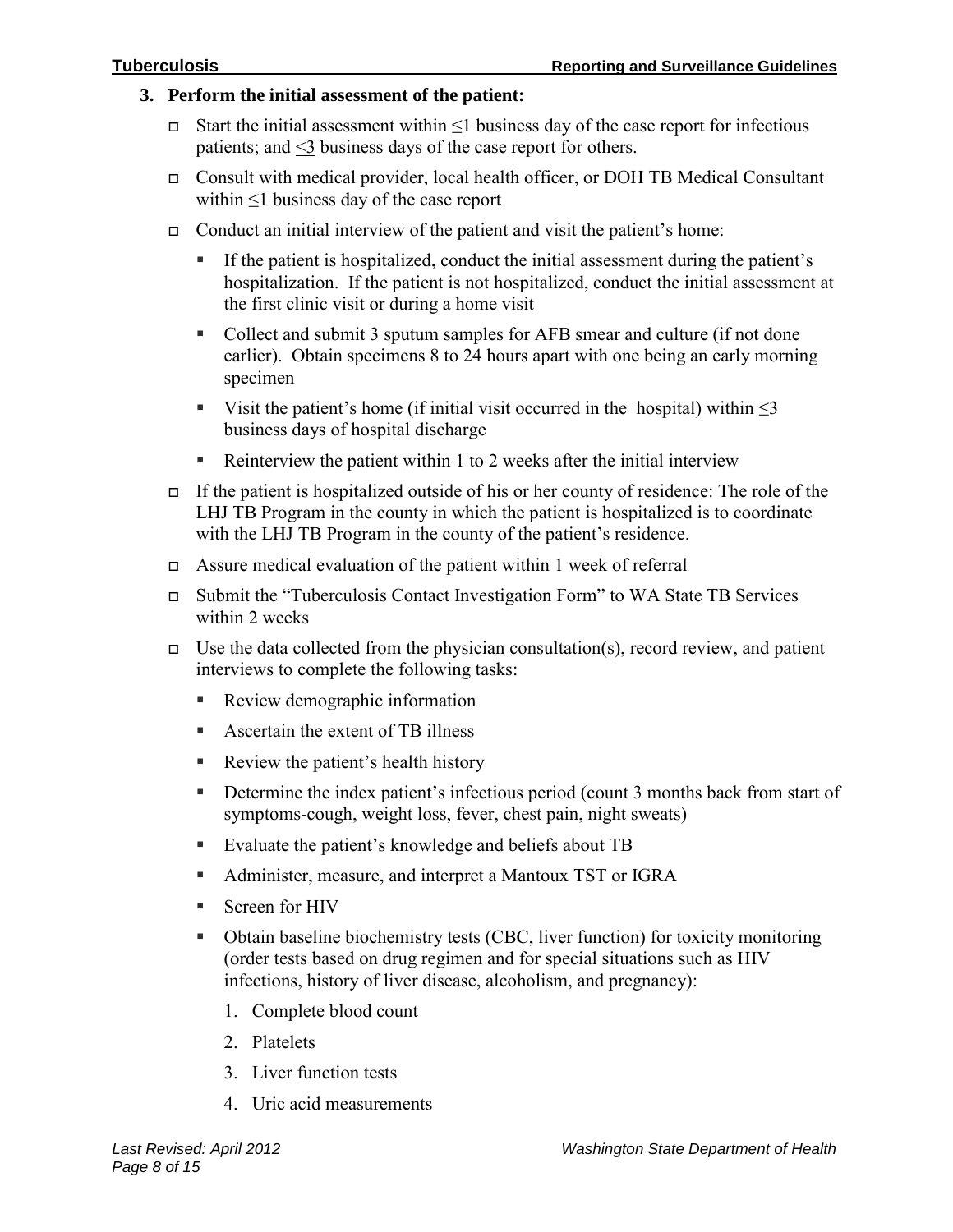**3. Perform the initial assessment of the patient:**

- Start the initial assessment within ≤1 business day of the case report for infectious patients; and <u>≤3</u> business days of the case report for others.
- Consult with medical provider, local health officer, or DOH TB Medical Consultant within ≤1 business day of the case report
- Conduct an initial interview of the patient and visit the patient's home:
  - If the patient is hospitalized, conduct the initial assessment during the patient's hospitalization. If the patient is not hospitalized, conduct the initial assessment at the first clinic visit or during a home visit
  - Collect and submit 3 sputum samples for AFB smear and culture (if not done earlier). Obtain specimens 8 to 24 hours apart with one being an early morning specimen
  - Visit the patient's home (if initial visit occurred in the hospital) within ≤3 business days of hospital discharge
  - Reinterview the patient within 1 to 2 weeks after the initial interview
- If the patient is hospitalized outside of his or her county of residence: The role of the LHJ TB Program in the county in which the patient is hospitalized is to coordinate with the LHJ TB Program in the county of the patient's residence.
- Assure medical evaluation of the patient within 1 week of referral
- Submit the "Tuberculosis Contact Investigation Form" to WA State TB Services within 2 weeks
- Use the data collected from the physician consultation(s), record review, and patient interviews to complete the following tasks:
  - Review demographic information
  - Ascertain the extent of TB illness
  - Review the patient's health history
  - Determine the index patient's infectious period (count 3 months back from start of symptoms-cough, weight loss, fever, chest pain, night sweats)
  - Evaluate the patient's knowledge and beliefs about TB
  - Administer, measure, and interpret a Mantoux TST or IGRA
  - Screen for HIV
  - Obtain baseline biochemistry tests (CBC, liver function) for toxicity monitoring (order tests based on drug regimen and for special situations such as HIV infections, history of liver disease, alcoholism, and pregnancy):
    1. Complete blood count
    2. Platelets
    3. Liver function tests
    4. Uric acid measurements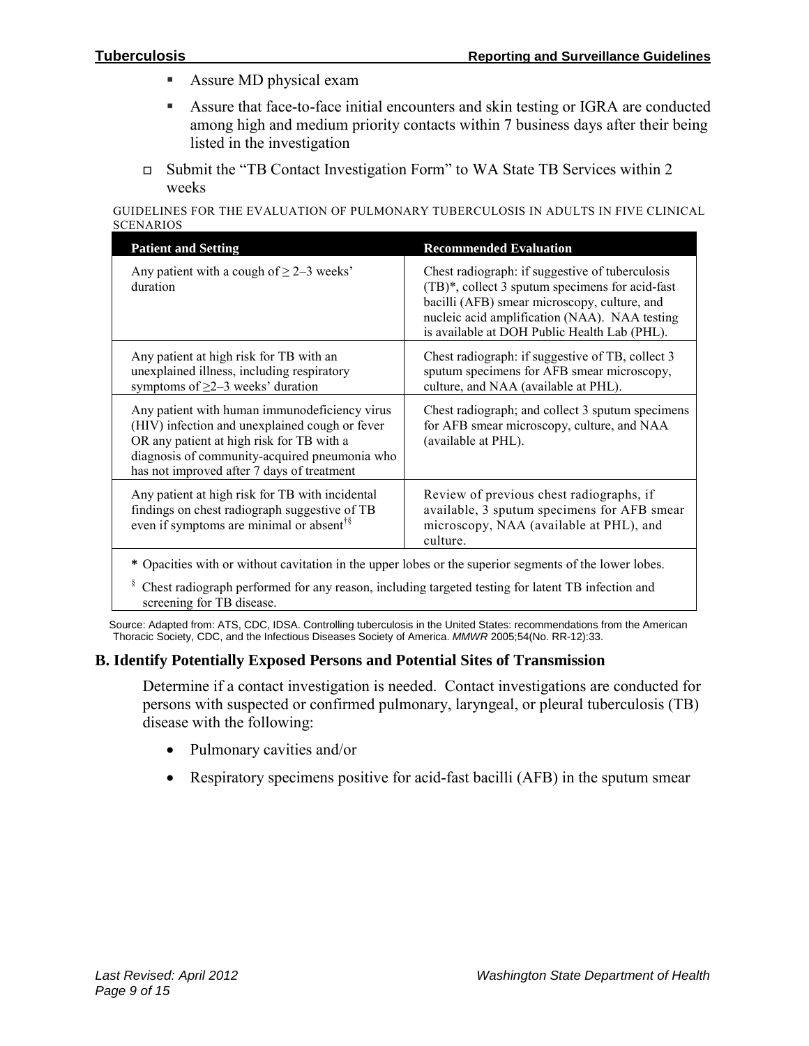- Assure MD physical exam
- Assure that face-to-face initial encounters and skin testing or IGRA are conducted among high and medium priority contacts within 7 business days after their being listed in the investigation

- ☐ Submit the "TB Contact Investigation Form" to WA State TB Services within 2 weeks

GUIDELINES FOR THE EVALUATION OF PULMONARY TUBERCULOSIS IN ADULTS IN FIVE CLINICAL SCENARIOS

| Patient and Setting | Recommended Evaluation |
|---|---|
| Any patient with a cough of ≥ 2–3 weeks' duration | Chest radiograph: if suggestive of tuberculosis (TB)*, collect 3 sputum specimens for acid-fast bacilli (AFB) smear microscopy, culture, and nucleic acid amplification (NAA). NAA testing is available at DOH Public Health Lab (PHL). |
| Any patient at high risk for TB with an unexplained illness, including respiratory symptoms of ≥2–3 weeks' duration | Chest radiograph: if suggestive of TB, collect 3 sputum specimens for AFB smear microscopy, culture, and NAA (available at PHL). |
| Any patient with human immunodeficiency virus (HIV) infection and unexplained cough or fever OR any patient at high risk for TB with a diagnosis of community-acquired pneumonia who has not improved after 7 days of treatment | Chest radiograph; and collect 3 sputum specimens for AFB smear microscopy, culture, and NAA (available at PHL). |
| Any patient at high risk for TB with incidental findings on chest radiograph suggestive of TB even if symptoms are minimal or absent[†§] | Review of previous chest radiographs, if available, 3 sputum specimens for AFB smear microscopy, NAA (available at PHL), and culture. |

**\*** Opacities with or without cavitation in the upper lobes or the superior segments of the lower lobes.

§ Chest radiograph performed for any reason, including targeted testing for latent TB infection and screening for TB disease.

Source: Adapted from: ATS, CDC, IDSA. Controlling tuberculosis in the United States: recommendations from the American Thoracic Society, CDC, and the Infectious Diseases Society of America. *MMWR* 2005;54(No. RR-12):33.

### B. Identify Potentially Exposed Persons and Potential Sites of Transmission

Determine if a contact investigation is needed. Contact investigations are conducted for persons with suspected or confirmed pulmonary, laryngeal, or pleural tuberculosis (TB) disease with the following:

- Pulmonary cavities and/or
- Respiratory specimens positive for acid-fast bacilli (AFB) in the sputum smear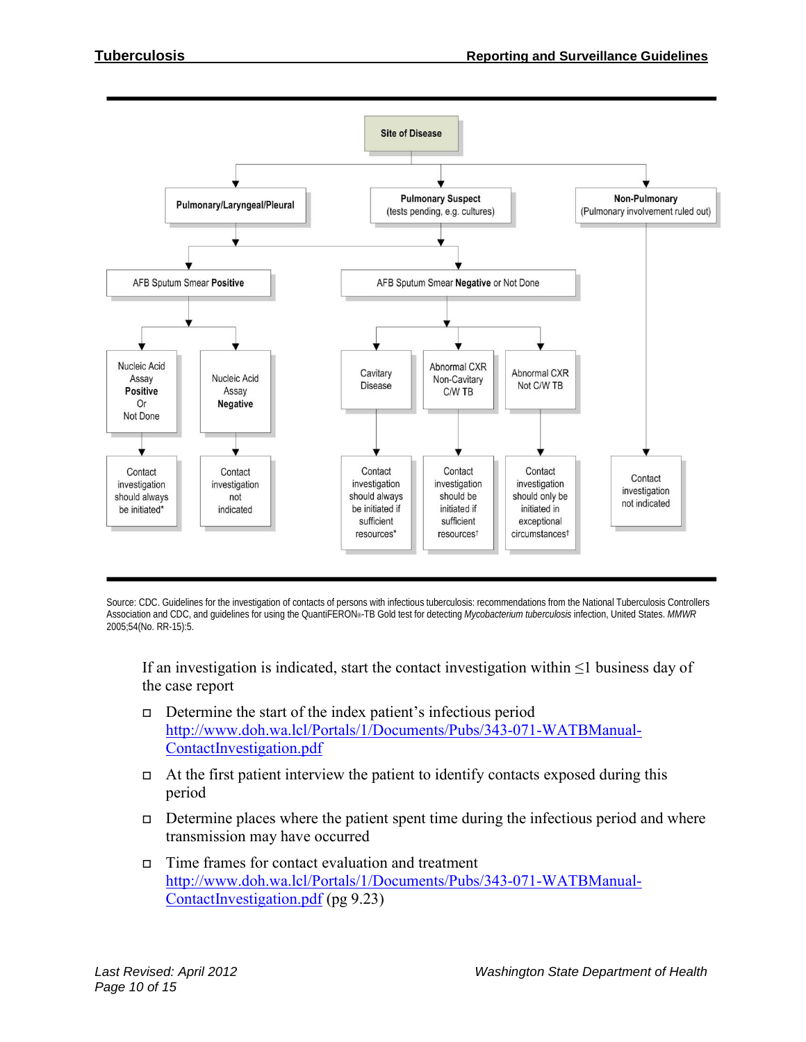Site of Disease

- **Pulmonary/Laryngeal/Pleural**
- **Pulmonary Suspect** (tests pending, e.g. cultures)
- **Non-Pulmonary** (Pulmonary involvement ruled out)

Pulmonary/Laryngeal/Pleural and Pulmonary Suspect →

- AFB Sputum Smear **Positive**
  - Nucleic Acid Assay **Positive** Or Not Done → Contact investigation should always be initiated*
  - Nucleic Acid Assay **Negative** → Contact investigation not indicated
- AFB Sputum Smear **Negative** or Not Done
  - Cavitary Disease → Contact investigation should always be initiated if sufficient resources*
  - Abnormal CXR Non-Cavitary C/W TB → Contact investigation should be initiated if sufficient resources†
  - Abnormal CXR Not C/W TB → Contact investigation should only be initiated in exceptional circumstances†

Non-Pulmonary → Contact investigation not indicated

Source: CDC. Guidelines for the investigation of contacts of persons with infectious tuberculosis: recommendations from the National Tuberculosis Controllers Association and CDC, and guidelines for using the QuantiFERON®-TB Gold test for detecting *Mycobacterium tuberculosis* infection, United States. *MMWR* 2005;54(No. RR-15):5.

If an investigation is indicated, start the contact investigation within ≤1 business day of the case report

- Determine the start of the index patient's infectious period http://www.doh.wa.lcl/Portals/1/Documents/Pubs/343-071-WATBManual-ContactInvestigation.pdf
- At the first patient interview the patient to identify contacts exposed during this period
- Determine places where the patient spent time during the infectious period and where transmission may have occurred
- Time frames for contact evaluation and treatment http://www.doh.wa.lcl/Portals/1/Documents/Pubs/343-071-WATBManual-ContactInvestigation.pdf (pg 9.23)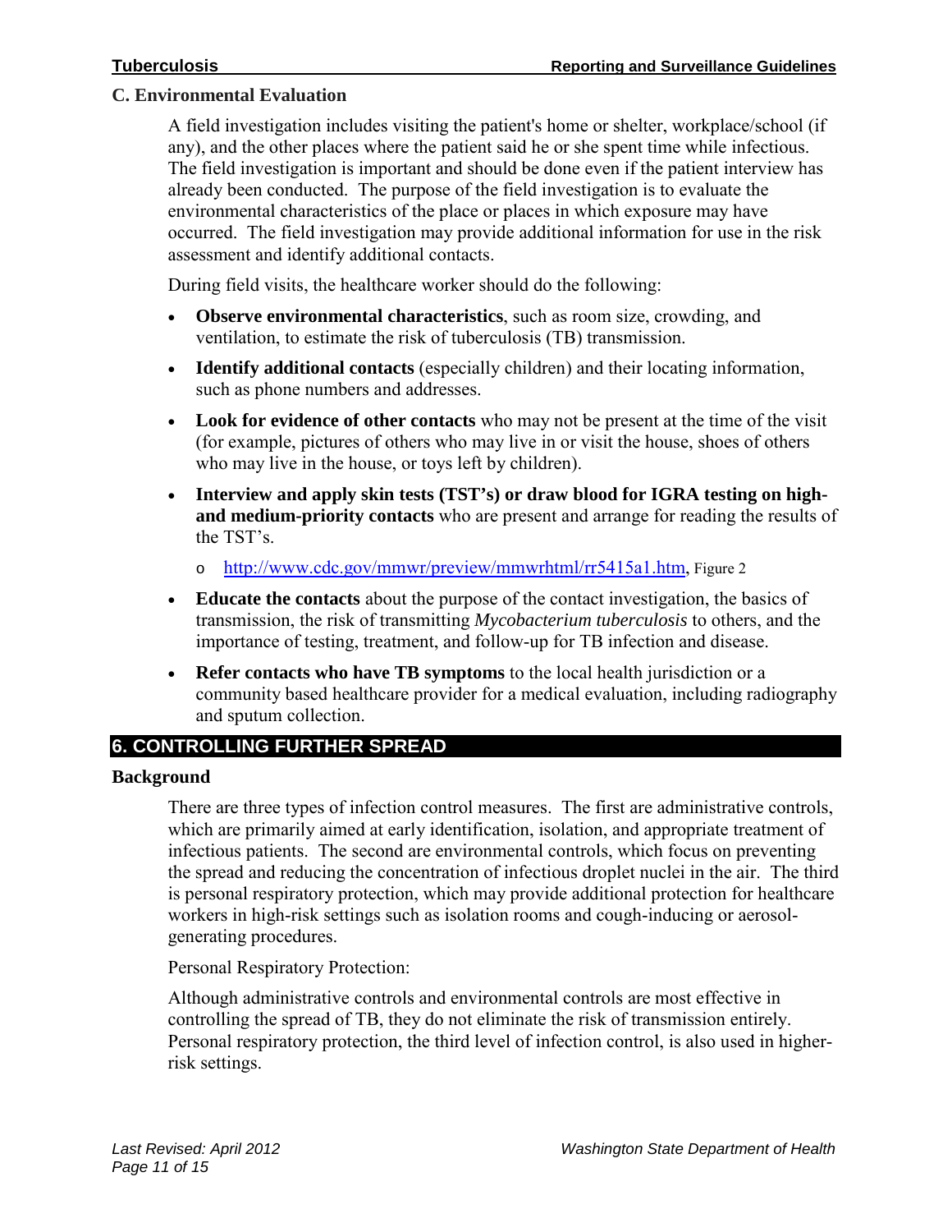### C. Environmental Evaluation

A field investigation includes visiting the patient's home or shelter, workplace/school (if any), and the other places where the patient said he or she spent time while infectious. The field investigation is important and should be done even if the patient interview has already been conducted. The purpose of the field investigation is to evaluate the environmental characteristics of the place or places in which exposure may have occurred. The field investigation may provide additional information for use in the risk assessment and identify additional contacts.

During field visits, the healthcare worker should do the following:

- **Observe environmental characteristics**, such as room size, crowding, and ventilation, to estimate the risk of tuberculosis (TB) transmission.
- **Identify additional contacts** (especially children) and their locating information, such as phone numbers and addresses.
- **Look for evidence of other contacts** who may not be present at the time of the visit (for example, pictures of others who may live in or visit the house, shoes of others who may live in the house, or toys left by children).
- **Interview and apply skin tests (TST's) or draw blood for IGRA testing on high- and medium-priority contacts** who are present and arrange for reading the results of the TST's.
  - http://www.cdc.gov/mmwr/preview/mmwrhtml/rr5415a1.htm, Figure 2
- **Educate the contacts** about the purpose of the contact investigation, the basics of transmission, the risk of transmitting *Mycobacterium tuberculosis* to others, and the importance of testing, treatment, and follow-up for TB infection and disease.
- **Refer contacts who have TB symptoms** to the local health jurisdiction or a community based healthcare provider for a medical evaluation, including radiography and sputum collection.

## 6. CONTROLLING FURTHER SPREAD

### Background

There are three types of infection control measures. The first are administrative controls, which are primarily aimed at early identification, isolation, and appropriate treatment of infectious patients. The second are environmental controls, which focus on preventing the spread and reducing the concentration of infectious droplet nuclei in the air. The third is personal respiratory protection, which may provide additional protection for healthcare workers in high-risk settings such as isolation rooms and cough-inducing or aerosol-generating procedures.

Personal Respiratory Protection:

Although administrative controls and environmental controls are most effective in controlling the spread of TB, they do not eliminate the risk of transmission entirely. Personal respiratory protection, the third level of infection control, is also used in higher-risk settings.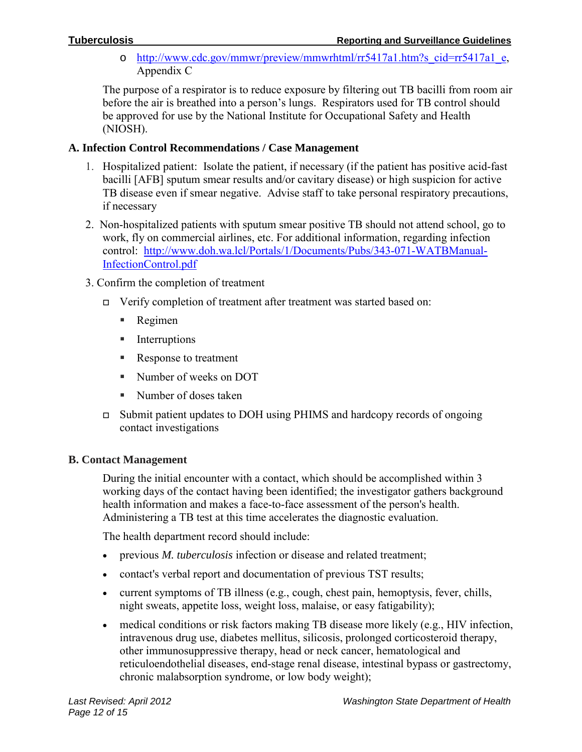- http://www.cdc.gov/mmwr/preview/mmwrhtml/rr5417a1.htm?s_cid=rr5417a1_e, Appendix C

The purpose of a respirator is to reduce exposure by filtering out TB bacilli from room air before the air is breathed into a person's lungs. Respirators used for TB control should be approved for use by the National Institute for Occupational Safety and Health (NIOSH).

## A. Infection Control Recommendations / Case Management

1. Hospitalized patient: Isolate the patient, if necessary (if the patient has positive acid-fast bacilli [AFB] sputum smear results and/or cavitary disease) or high suspicion for active TB disease even if smear negative. Advise staff to take personal respiratory precautions, if necessary
2. Non-hospitalized patients with sputum smear positive TB should not attend school, go to work, fly on commercial airlines, etc. For additional information, regarding infection control: http://www.doh.wa.lcl/Portals/1/Documents/Pubs/343-071-WATBManual-InfectionControl.pdf
3. Confirm the completion of treatment
   - Verify completion of treatment after treatment was started based on:
     - Regimen
     - Interruptions
     - Response to treatment
     - Number of weeks on DOT
     - Number of doses taken
   - Submit patient updates to DOH using PHIMS and hardcopy records of ongoing contact investigations

## B. Contact Management

During the initial encounter with a contact, which should be accomplished within 3 working days of the contact having been identified; the investigator gathers background health information and makes a face-to-face assessment of the person's health. Administering a TB test at this time accelerates the diagnostic evaluation.

The health department record should include:

- previous *M. tuberculosis* infection or disease and related treatment;
- contact's verbal report and documentation of previous TST results;
- current symptoms of TB illness (e.g., cough, chest pain, hemoptysis, fever, chills, night sweats, appetite loss, weight loss, malaise, or easy fatigability);
- medical conditions or risk factors making TB disease more likely (e.g., HIV infection, intravenous drug use, diabetes mellitus, silicosis, prolonged corticosteroid therapy, other immunosuppressive therapy, head or neck cancer, hematological and reticuloendothelial diseases, end-stage renal disease, intestinal bypass or gastrectomy, chronic malabsorption syndrome, or low body weight);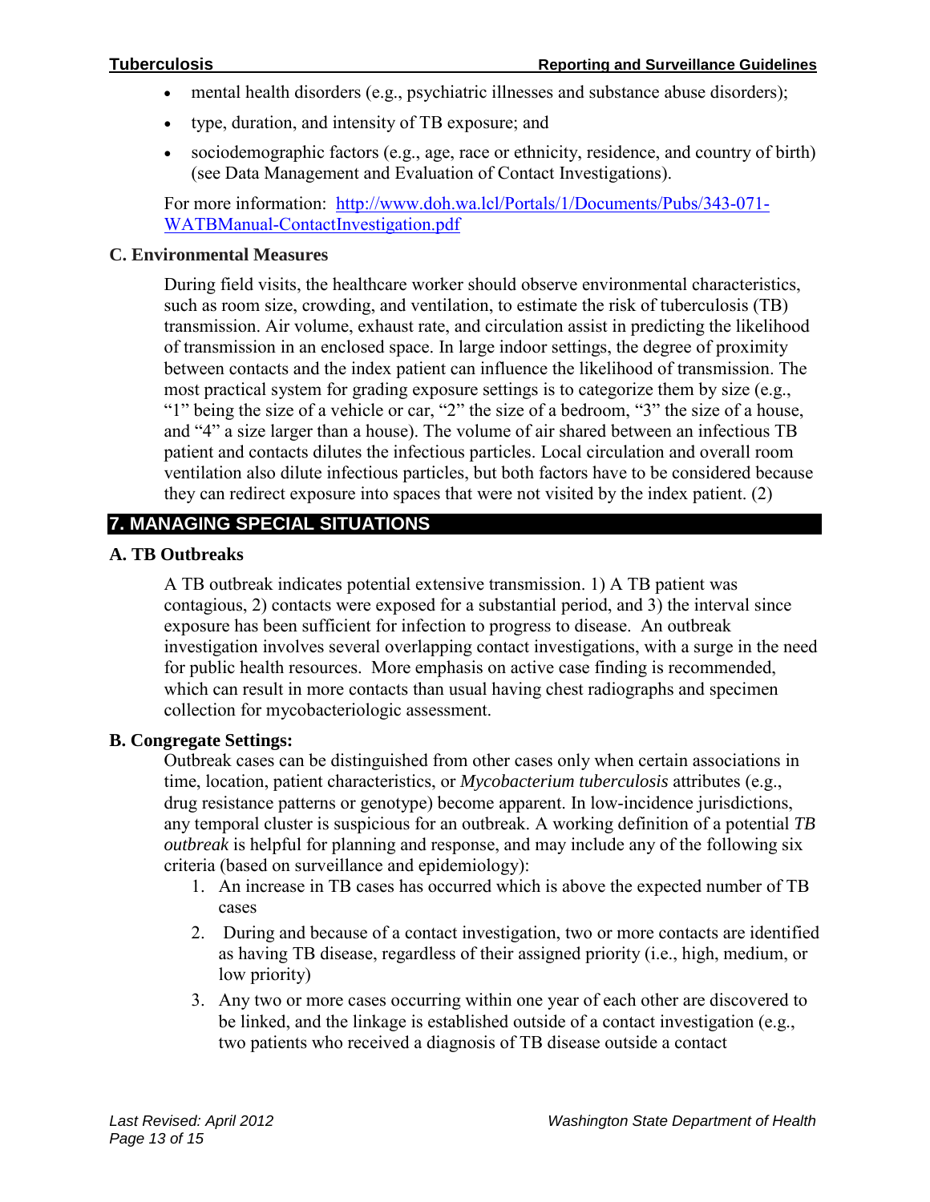- mental health disorders (e.g., psychiatric illnesses and substance abuse disorders);
- type, duration, and intensity of TB exposure; and
- sociodemographic factors (e.g., age, race or ethnicity, residence, and country of birth) (see Data Management and Evaluation of Contact Investigations).

For more information: [http://www.doh.wa.lcl/Portals/1/Documents/Pubs/343-071-WATBManual-ContactInvestigation.pdf](http://www.doh.wa.lcl/Portals/1/Documents/Pubs/343-071-WATBManual-ContactInvestigation.pdf)

### C. Environmental Measures

During field visits, the healthcare worker should observe environmental characteristics, such as room size, crowding, and ventilation, to estimate the risk of tuberculosis (TB) transmission. Air volume, exhaust rate, and circulation assist in predicting the likelihood of transmission in an enclosed space. In large indoor settings, the degree of proximity between contacts and the index patient can influence the likelihood of transmission. The most practical system for grading exposure settings is to categorize them by size (e.g., "1" being the size of a vehicle or car, "2" the size of a bedroom, "3" the size of a house, and "4" a size larger than a house). The volume of air shared between an infectious TB patient and contacts dilutes the infectious particles. Local circulation and overall room ventilation also dilute infectious particles, but both factors have to be considered because they can redirect exposure into spaces that were not visited by the index patient. (2)

## 7. MANAGING SPECIAL SITUATIONS

### A. TB Outbreaks

A TB outbreak indicates potential extensive transmission. 1) A TB patient was contagious, 2) contacts were exposed for a substantial period, and 3) the interval since exposure has been sufficient for infection to progress to disease. An outbreak investigation involves several overlapping contact investigations, with a surge in the need for public health resources. More emphasis on active case finding is recommended, which can result in more contacts than usual having chest radiographs and specimen collection for mycobacteriologic assessment.

### B. Congregate Settings:

Outbreak cases can be distinguished from other cases only when certain associations in time, location, patient characteristics, or *Mycobacterium tuberculosis* attributes (e.g., drug resistance patterns or genotype) become apparent. In low-incidence jurisdictions, any temporal cluster is suspicious for an outbreak. A working definition of a potential *TB outbreak* is helpful for planning and response, and may include any of the following six criteria (based on surveillance and epidemiology):

1. An increase in TB cases has occurred which is above the expected number of TB cases
2. During and because of a contact investigation, two or more contacts are identified as having TB disease, regardless of their assigned priority (i.e., high, medium, or low priority)
3. Any two or more cases occurring within one year of each other are discovered to be linked, and the linkage is established outside of a contact investigation (e.g., two patients who received a diagnosis of TB disease outside a contact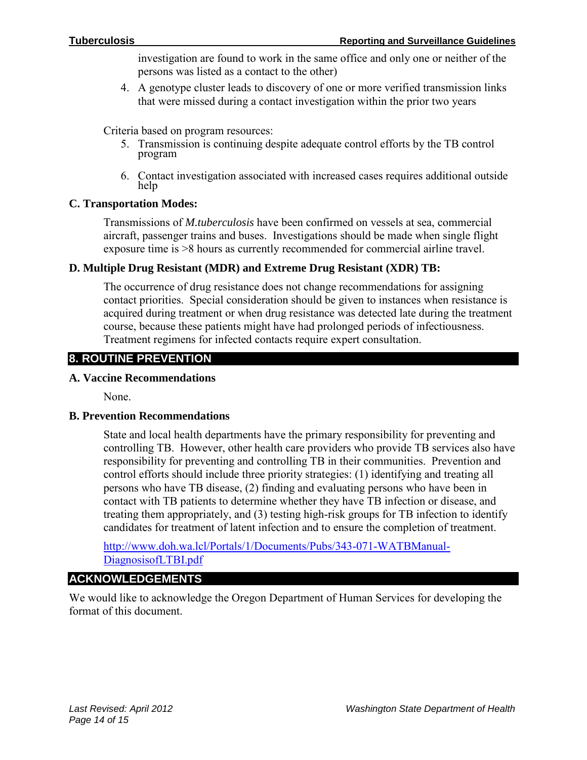investigation are found to work in the same office and only one or neither of the persons was listed as a contact to the other)

4. A genotype cluster leads to discovery of one or more verified transmission links that were missed during a contact investigation within the prior two years

Criteria based on program resources:

5. Transmission is continuing despite adequate control efforts by the TB control program
6. Contact investigation associated with increased cases requires additional outside help

### C. Transportation Modes:

Transmissions of *M.tuberculosis* have been confirmed on vessels at sea, commercial aircraft, passenger trains and buses. Investigations should be made when single flight exposure time is >8 hours as currently recommended for commercial airline travel.

### D. Multiple Drug Resistant (MDR) and Extreme Drug Resistant (XDR) TB:

The occurrence of drug resistance does not change recommendations for assigning contact priorities. Special consideration should be given to instances when resistance is acquired during treatment or when drug resistance was detected late during the treatment course, because these patients might have had prolonged periods of infectiousness. Treatment regimens for infected contacts require expert consultation.

## 8. ROUTINE PREVENTION

### A. Vaccine Recommendations

None.

### B. Prevention Recommendations

State and local health departments have the primary responsibility for preventing and controlling TB. However, other health care providers who provide TB services also have responsibility for preventing and controlling TB in their communities. Prevention and control efforts should include three priority strategies: (1) identifying and treating all persons who have TB disease, (2) finding and evaluating persons who have been in contact with TB patients to determine whether they have TB infection or disease, and treating them appropriately, and (3) testing high-risk groups for TB infection to identify candidates for treatment of latent infection and to ensure the completion of treatment.

[http://www.doh.wa.lcl/Portals/1/Documents/Pubs/343-071-WATBManual-DiagnosisofLTBI.pdf](http://www.doh.wa.lcl/Portals/1/Documents/Pubs/343-071-WATBManual-DiagnosisofLTBI.pdf)

## ACKNOWLEDGEMENTS

We would like to acknowledge the Oregon Department of Human Services for developing the format of this document.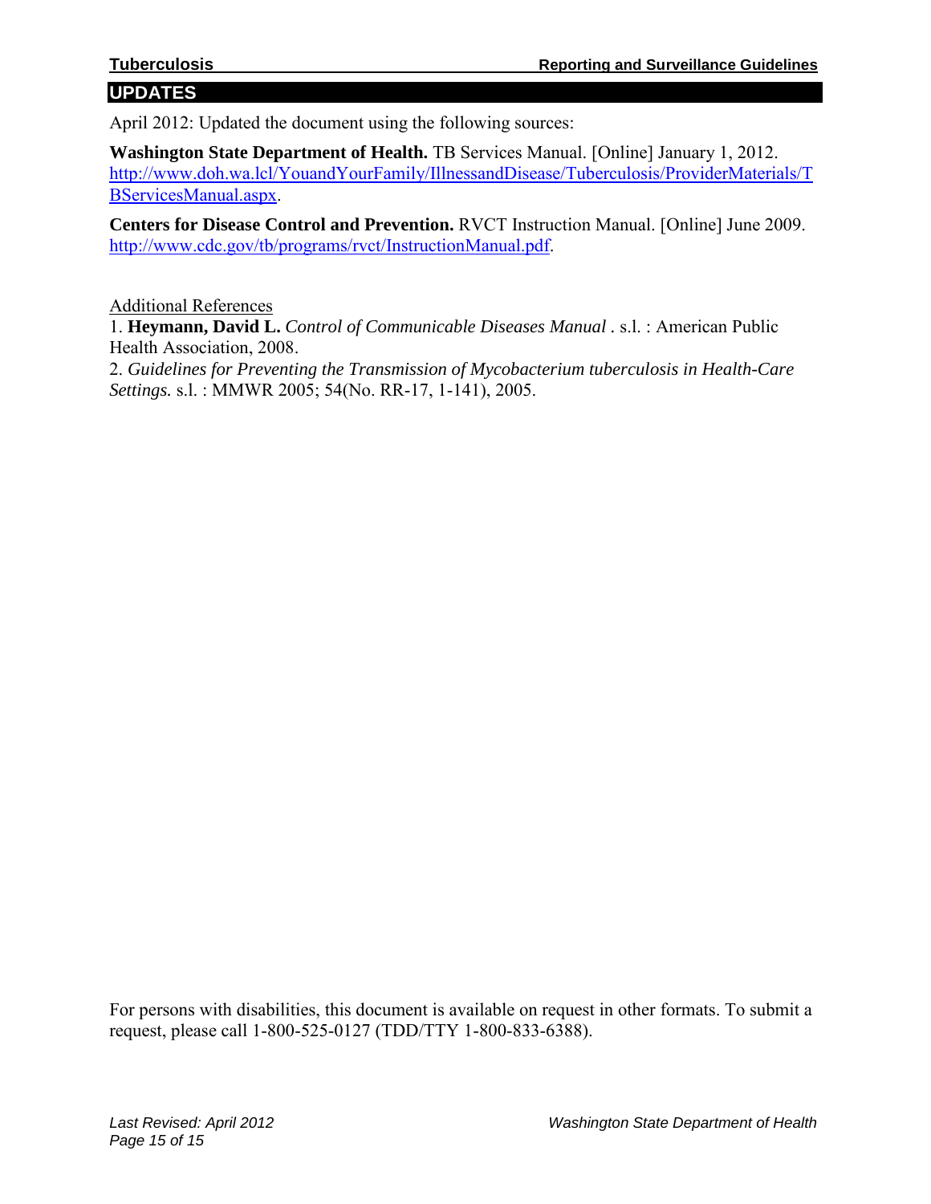## UPDATES

April 2012: Updated the document using the following sources:

**Washington State Department of Health.** TB Services Manual. [Online] January 1, 2012. [http://www.doh.wa.lcl/YouandYourFamily/IllnessandDisease/Tuberculosis/ProviderMaterials/TBServicesManual.aspx](http://www.doh.wa.lcl/YouandYourFamily/IllnessandDisease/Tuberculosis/ProviderMaterials/TBServicesManual.aspx).

**Centers for Disease Control and Prevention.** RVCT Instruction Manual. [Online] June 2009. [http://www.cdc.gov/tb/programs/rvct/InstructionManual.pdf](http://www.cdc.gov/tb/programs/rvct/InstructionManual.pdf).

Additional References

1. **Heymann, David L.** *Control of Communicable Diseases Manual* . s.l. : American Public Health Association, 2008.
2. *Guidelines for Preventing the Transmission of Mycobacterium tuberculosis in Health-Care Settings.* s.l. : MMWR 2005; 54(No. RR-17, 1-141), 2005.

For persons with disabilities, this document is available on request in other formats. To submit a request, please call 1-800-525-0127 (TDD/TTY 1-800-833-6388).